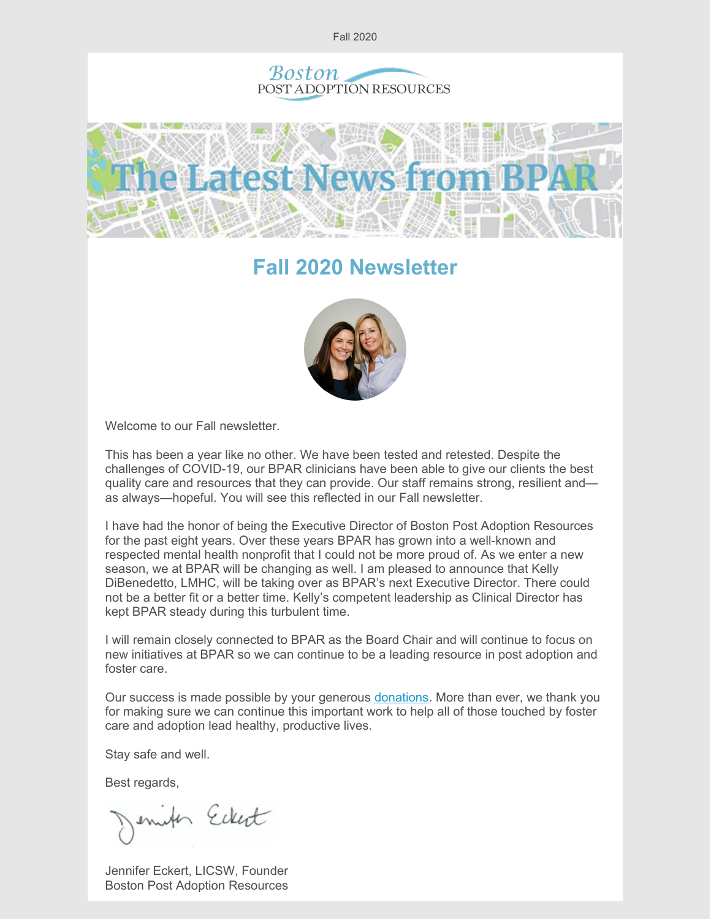Fall 2020

Boston POST ADOPTION RESOURCES

# The Latest News from BPAR

## Fall 2020 Newsletter

Welcome to our Fall newsletter.

This has been a year like no other. We have been tested and retested. Despite the challenges of COVID-19, our BPAR clinicians have been able to give our clients the best quality care and resources that they can provide. Our staff remains strong, resilient and—as always—hopeful. You will see this reflected in our Fall newsletter.

I have had the honor of being the Executive Director of Boston Post Adoption Resources for the past eight years. Over these years BPAR has grown into a well-known and respected mental health nonprofit that I could not be more proud of. As we enter a new season, we at BPAR will be changing as well. I am pleased to announce that Kelly DiBenedetto, LMHC, will be taking over as BPAR's next Executive Director. There could not be a better fit or a better time. Kelly's competent leadership as Clinical Director has kept BPAR steady during this turbulent time.

I will remain closely connected to BPAR as the Board Chair and will continue to focus on new initiatives at BPAR so we can continue to be a leading resource in post adoption and foster care.

Our success is made possible by your generous donations. More than ever, we thank you for making sure we can continue this important work to help all of those touched by foster care and adoption lead healthy, productive lives.

Stay safe and well.

Best regards,

Jennifer Eckert

Jennifer Eckert, LICSW, Founder
Boston Post Adoption Resources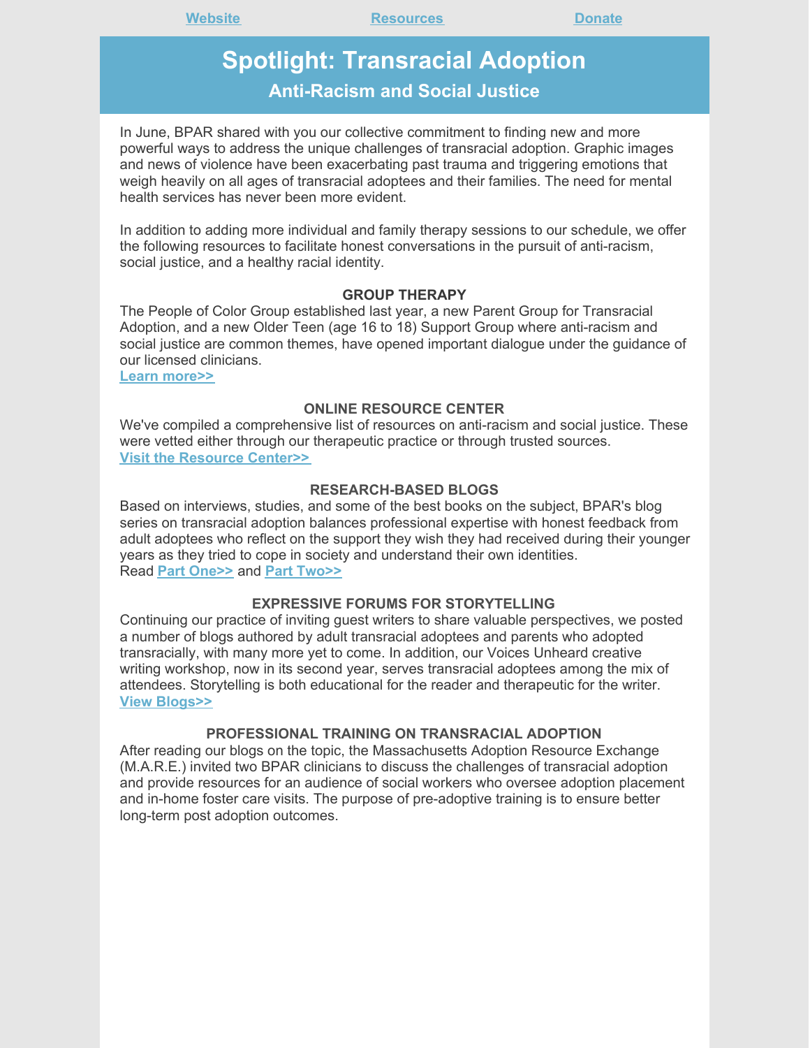[Website](#) [Resources](#) [Donate](#)

# Spotlight: Transracial Adoption

## Anti-Racism and Social Justice

In June, BPAR shared with you our collective commitment to finding new and more powerful ways to address the unique challenges of transracial adoption. Graphic images and news of violence have been exacerbating past trauma and triggering emotions that weigh heavily on all ages of transracial adoptees and their families. The need for mental health services has never been more evident.

In addition to adding more individual and family therapy sessions to our schedule, we offer the following resources to facilitate honest conversations in the pursuit of anti-racism, social justice, and a healthy racial identity.

### GROUP THERAPY

The People of Color Group established last year, a new Parent Group for Transracial Adoption, and a new Older Teen (age 16 to 18) Support Group where anti-racism and social justice are common themes, have opened important dialogue under the guidance of our licensed clinicians.
**Learn more>>**

### ONLINE RESOURCE CENTER

We've compiled a comprehensive list of resources on anti-racism and social justice. These were vetted either through our therapeutic practice or through trusted sources.
**Visit the Resource Center>>**

### RESEARCH-BASED BLOGS

Based on interviews, studies, and some of the best books on the subject, BPAR's blog series on transracial adoption balances professional expertise with honest feedback from adult adoptees who reflect on the support they wish they had received during their younger years as they tried to cope in society and understand their own identities.
Read **Part One>>** and **Part Two>>**

### EXPRESSIVE FORUMS FOR STORYTELLING

Continuing our practice of inviting guest writers to share valuable perspectives, we posted a number of blogs authored by adult transracial adoptees and parents who adopted transracially, with many more yet to come. In addition, our Voices Unheard creative writing workshop, now in its second year, serves transracial adoptees among the mix of attendees. Storytelling is both educational for the reader and therapeutic for the writer.
**View Blogs>>**

### PROFESSIONAL TRAINING ON TRANSRACIAL ADOPTION

After reading our blogs on the topic, the Massachusetts Adoption Resource Exchange (M.A.R.E.) invited two BPAR clinicians to discuss the challenges of transracial adoption and provide resources for an audience of social workers who oversee adoption placement and in-home foster care visits. The purpose of pre-adoptive training is to ensure better long-term post adoption outcomes.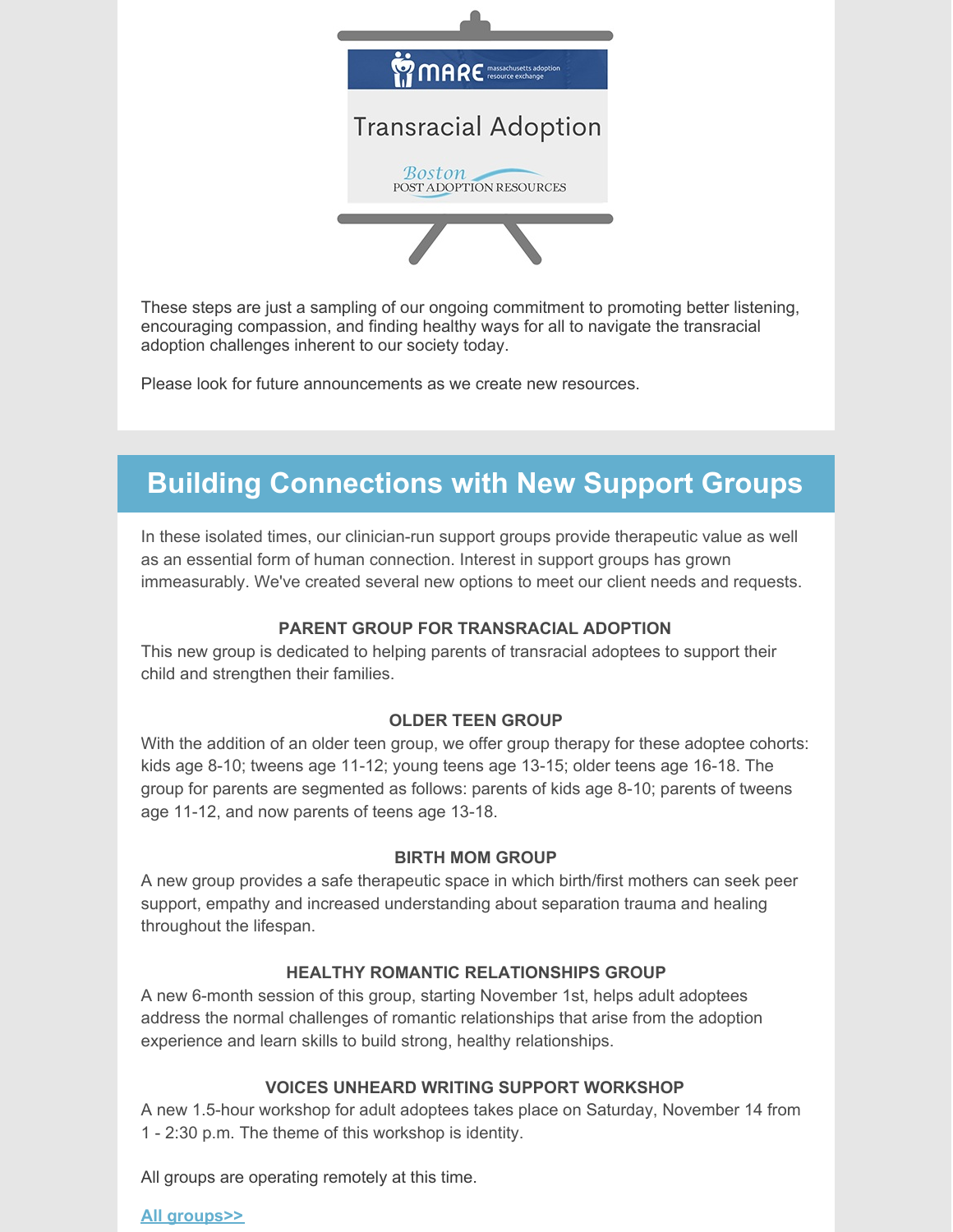These steps are just a sampling of our ongoing commitment to promoting better listening, encouraging compassion, and finding healthy ways for all to navigate the transracial adoption challenges inherent to our society today.

Please look for future announcements as we create new resources.

## Building Connections with New Support Groups

In these isolated times, our clinician-run support groups provide therapeutic value as well as an essential form of human connection. Interest in support groups has grown immeasurably. We've created several new options to meet our client needs and requests.

### PARENT GROUP FOR TRANSRACIAL ADOPTION

This new group is dedicated to helping parents of transracial adoptees to support their child and strengthen their families.

### OLDER TEEN GROUP

With the addition of an older teen group, we offer group therapy for these adoptee cohorts: kids age 8-10; tweens age 11-12; young teens age 13-15; older teens age 16-18. The group for parents are segmented as follows: parents of kids age 8-10; parents of tweens age 11-12, and now parents of teens age 13-18.

### BIRTH MOM GROUP

A new group provides a safe therapeutic space in which birth/first mothers can seek peer support, empathy and increased understanding about separation trauma and healing throughout the lifespan.

### HEALTHY ROMANTIC RELATIONSHIPS GROUP

A new 6-month session of this group, starting November 1st, helps adult adoptees address the normal challenges of romantic relationships that arise from the adoption experience and learn skills to build strong, healthy relationships.

### VOICES UNHEARD WRITING SUPPORT WORKSHOP

A new 1.5-hour workshop for adult adoptees takes place on Saturday, November 14 from 1 - 2:30 p.m. The theme of this workshop is identity.

All groups are operating remotely at this time.

**All groups>>**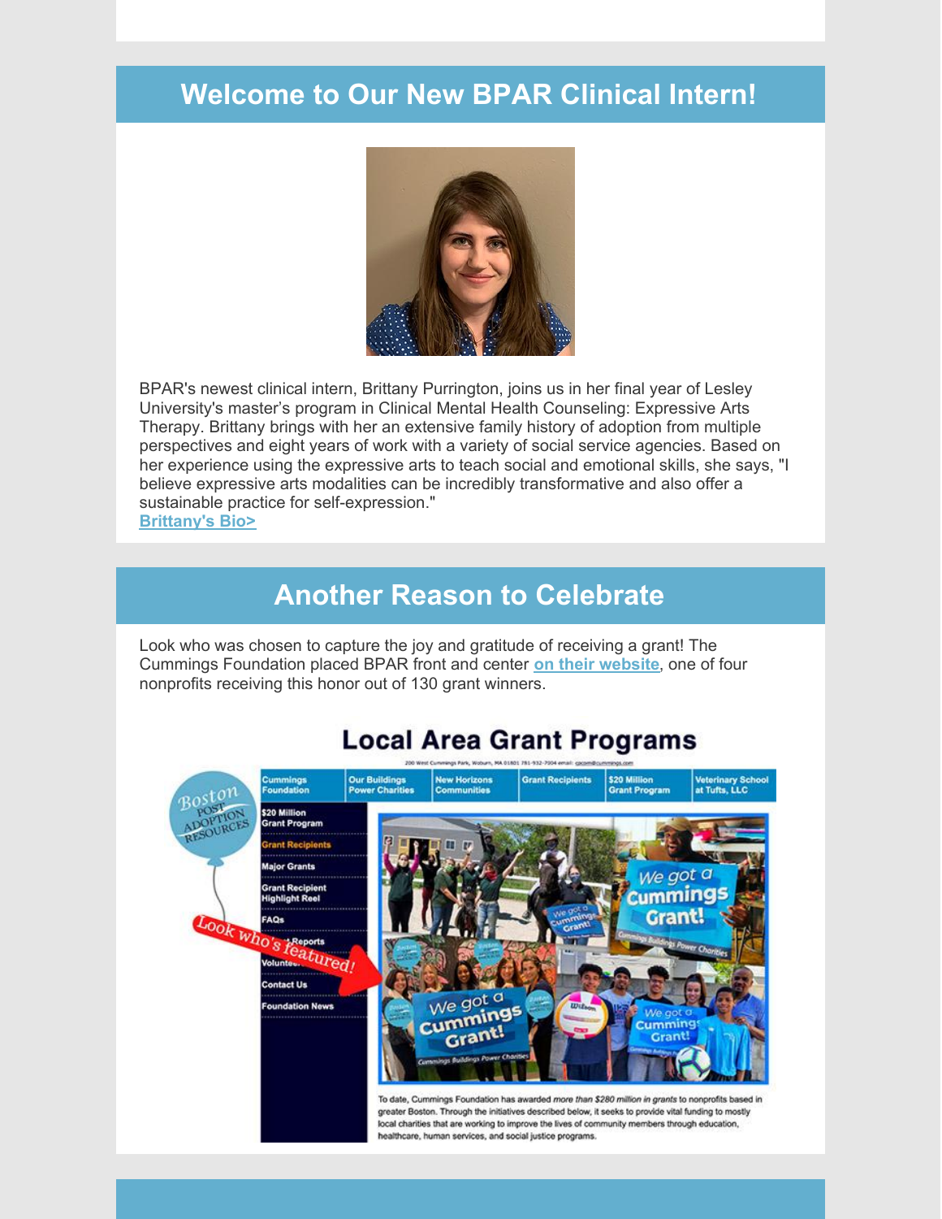## Welcome to Our New BPAR Clinical Intern!

BPAR's newest clinical intern, Brittany Purrington, joins us in her final year of Lesley University's master's program in Clinical Mental Health Counseling: Expressive Arts Therapy. Brittany brings with her an extensive family history of adoption from multiple perspectives and eight years of work with a variety of social service agencies. Based on her experience using the expressive arts to teach social and emotional skills, she says, "I believe expressive arts modalities can be incredibly transformative and also offer a sustainable practice for self-expression."

**Brittany's Bio>**

## Another Reason to Celebrate

Look who was chosen to capture the joy and gratitude of receiving a grant! The Cummings Foundation placed BPAR front and center **on their website**, one of four nonprofits receiving this honor out of 130 grant winners.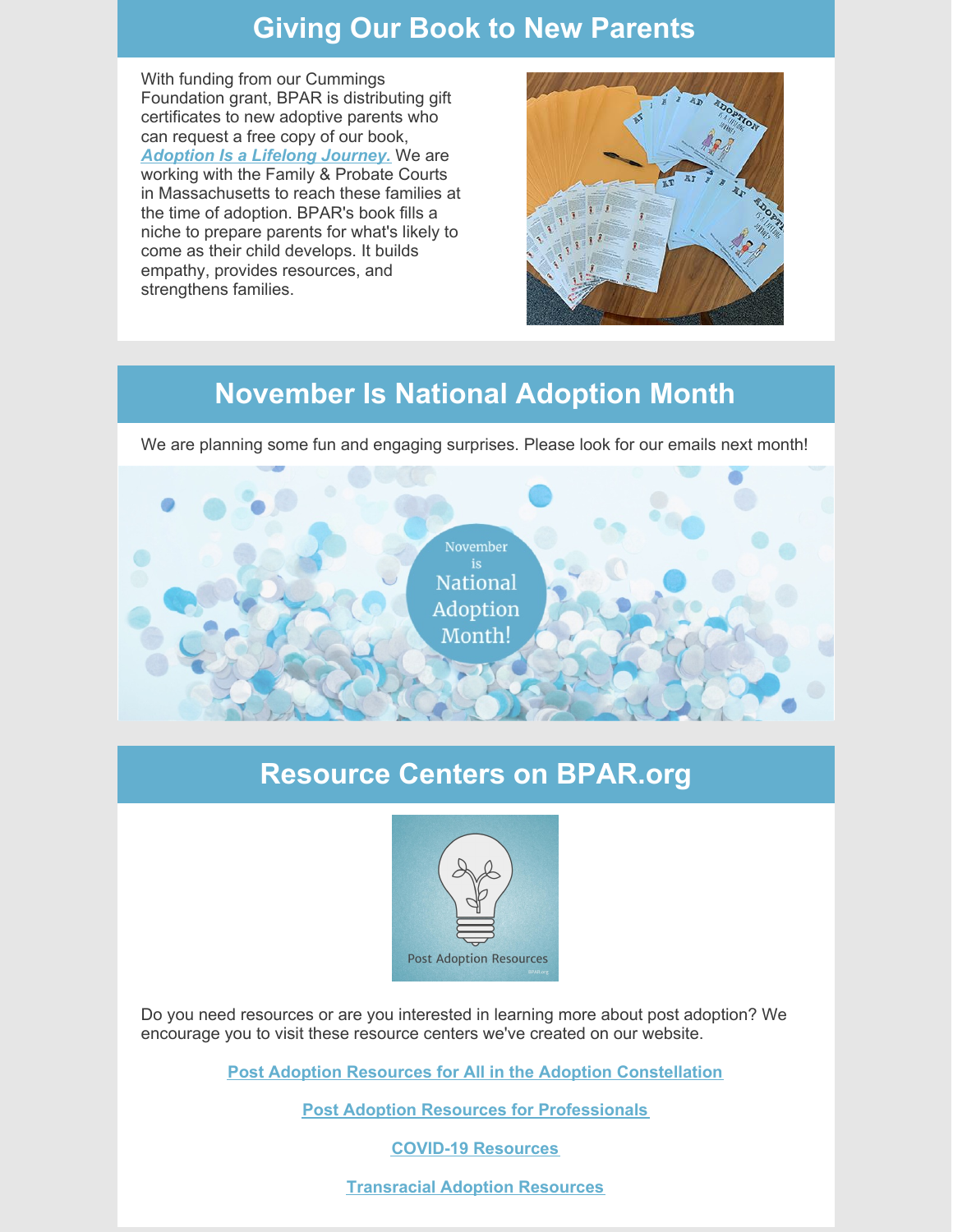## Giving Our Book to New Parents

With funding from our Cummings Foundation grant, BPAR is distributing gift certificates to new adoptive parents who can request a free copy of our book, ***Adoption Is a Lifelong Journey.*** We are working with the Family & Probate Courts in Massachusetts to reach these families at the time of adoption. BPAR's book fills a niche to prepare parents for what's likely to come as their child develops. It builds empathy, provides resources, and strengthens families.

## November Is National Adoption Month

We are planning some fun and engaging surprises. Please look for our emails next month!

## Resource Centers on BPAR.org

Do you need resources or are you interested in learning more about post adoption? We encourage you to visit these resource centers we've created on our website.

**Post Adoption Resources for All in the Adoption Constellation**

**Post Adoption Resources for Professionals**

**COVID-19 Resources**

**Transracial Adoption Resources**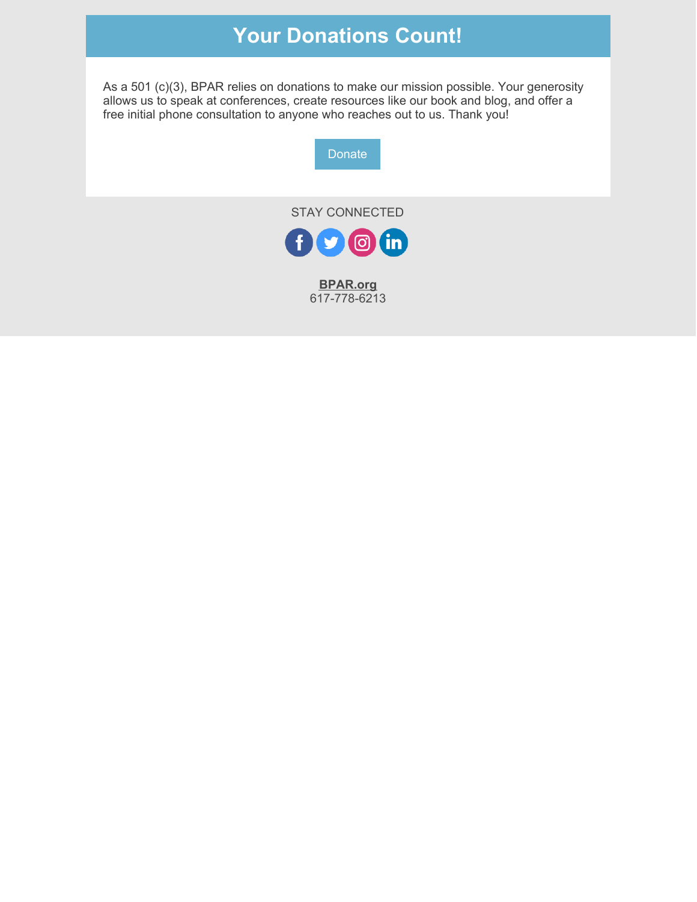# Your Donations Count!

As a 501 (c)(3), BPAR relies on donations to make our mission possible. Your generosity allows us to speak at conferences, create resources like our book and blog, and offer a free initial phone consultation to anyone who reaches out to us. Thank you!

Donate

STAY CONNECTED

**BPAR.org**
617-778-6213